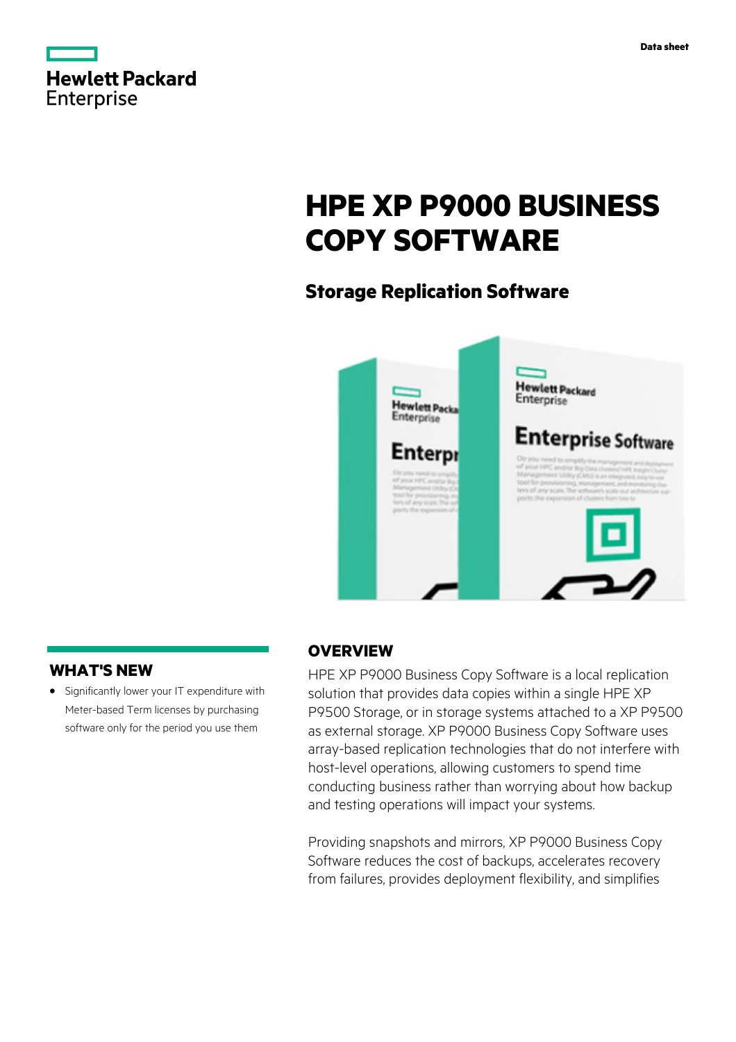Data sheet

# HPE XP P9000 BUSINESS COPY SOFTWARE

## Storage Replication Software

## WHAT'S NEW

- Significantly lower your IT expenditure with Meter-based Term licenses by purchasing software only for the period you use them

## OVERVIEW

HPE XP P9000 Business Copy Software is a local replication solution that provides data copies within a single HPE XP P9500 Storage, or in storage systems attached to a XP P9500 as external storage. XP P9000 Business Copy Software uses array-based replication technologies that do not interfere with host-level operations, allowing customers to spend time conducting business rather than worrying about how backup and testing operations will impact your systems.

Providing snapshots and mirrors, XP P9000 Business Copy Software reduces the cost of backups, accelerates recovery from failures, provides deployment flexibility, and simplifies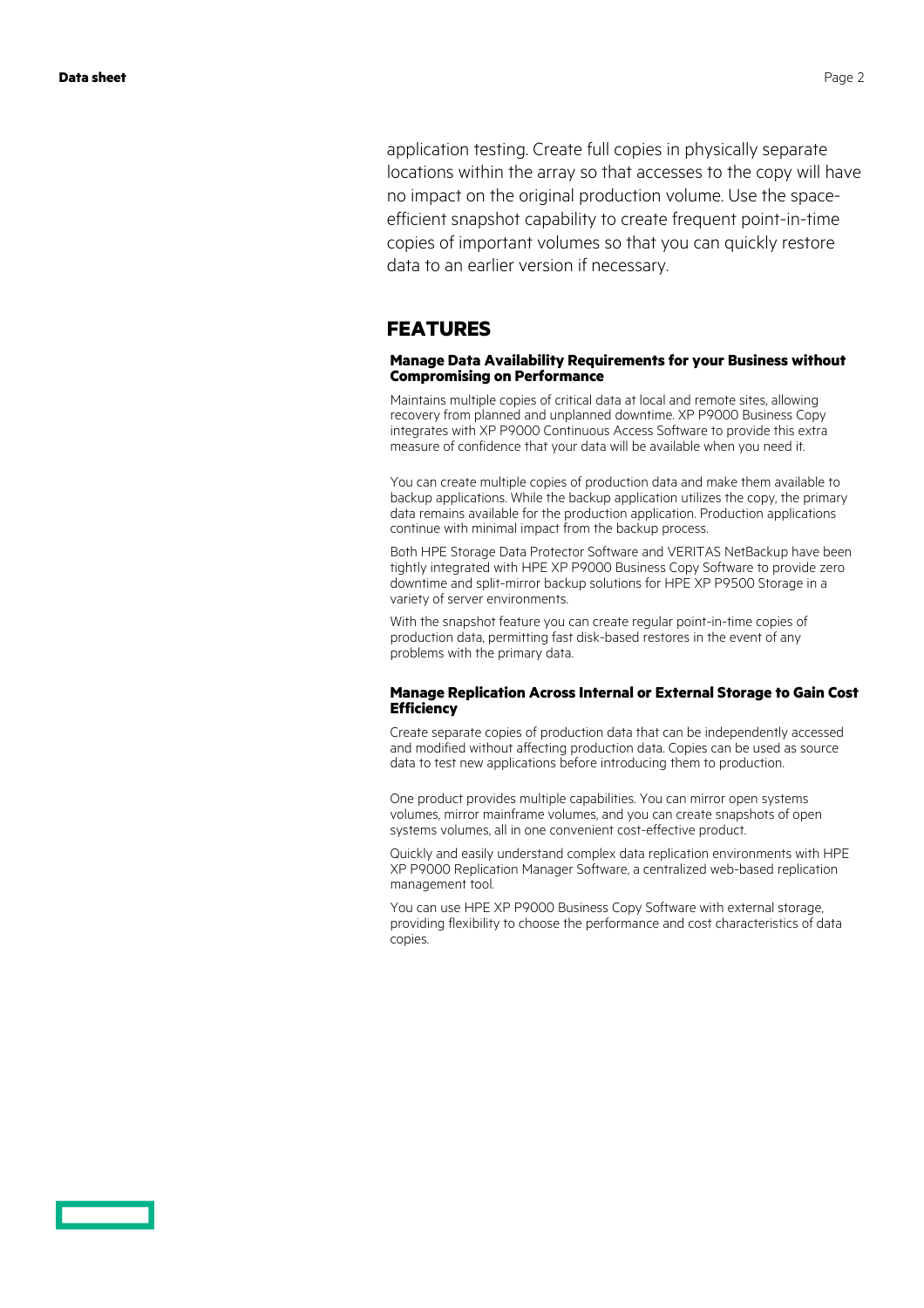application testing. Create full copies in physically separate locations within the array so that accesses to the copy will have no impact on the original production volume. Use the space-efficient snapshot capability to create frequent point-in-time copies of important volumes so that you can quickly restore data to an earlier version if necessary.

## FEATURES

### Manage Data Availability Requirements for your Business without Compromising on Performance

Maintains multiple copies of critical data at local and remote sites, allowing recovery from planned and unplanned downtime. XP P9000 Business Copy integrates with XP P9000 Continuous Access Software to provide this extra measure of confidence that your data will be available when you need it.

You can create multiple copies of production data and make them available to backup applications. While the backup application utilizes the copy, the primary data remains available for the production application. Production applications continue with minimal impact from the backup process.

Both HPE Storage Data Protector Software and VERITAS NetBackup have been tightly integrated with HPE XP P9000 Business Copy Software to provide zero downtime and split-mirror backup solutions for HPE XP P9500 Storage in a variety of server environments.

With the snapshot feature you can create regular point-in-time copies of production data, permitting fast disk-based restores in the event of any problems with the primary data.

### Manage Replication Across Internal or External Storage to Gain Cost Efficiency

Create separate copies of production data that can be independently accessed and modified without affecting production data. Copies can be used as source data to test new applications before introducing them to production.

One product provides multiple capabilities. You can mirror open systems volumes, mirror mainframe volumes, and you can create snapshots of open systems volumes, all in one convenient cost-effective product.

Quickly and easily understand complex data replication environments with HPE XP P9000 Replication Manager Software, a centralized web-based replication management tool.

You can use HPE XP P9000 Business Copy Software with external storage, providing flexibility to choose the performance and cost characteristics of data copies.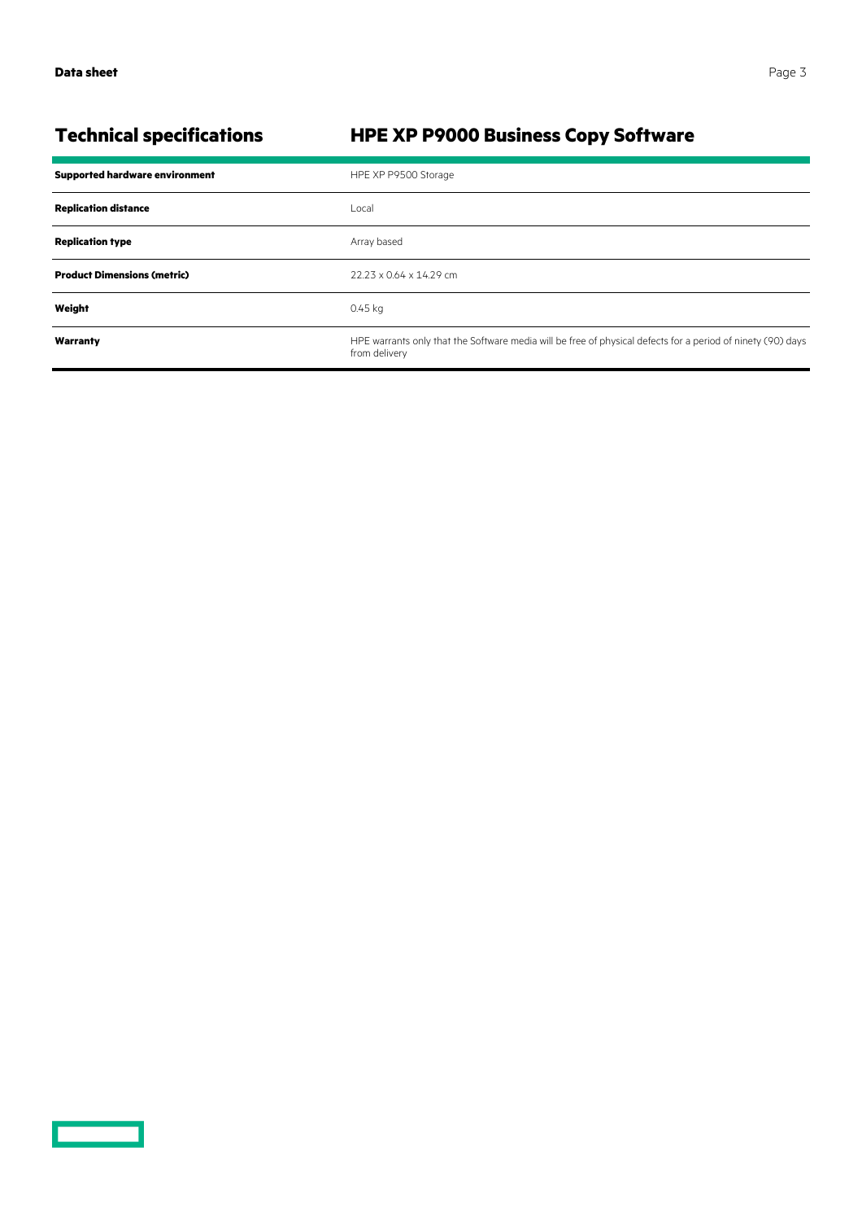## Technical specifications

## HPE XP P9000 Business Copy Software

| | |
|---|---|
| **Supported hardware environment** | HPE XP P9500 Storage |
| **Replication distance** | Local |
| **Replication type** | Array based |
| **Product Dimensions (metric)** | 22.23 x 0.64 x 14.29 cm |
| **Weight** | 0.45 kg |
| **Warranty** | HPE warrants only that the Software media will be free of physical defects for a period of ninety (90) days from delivery |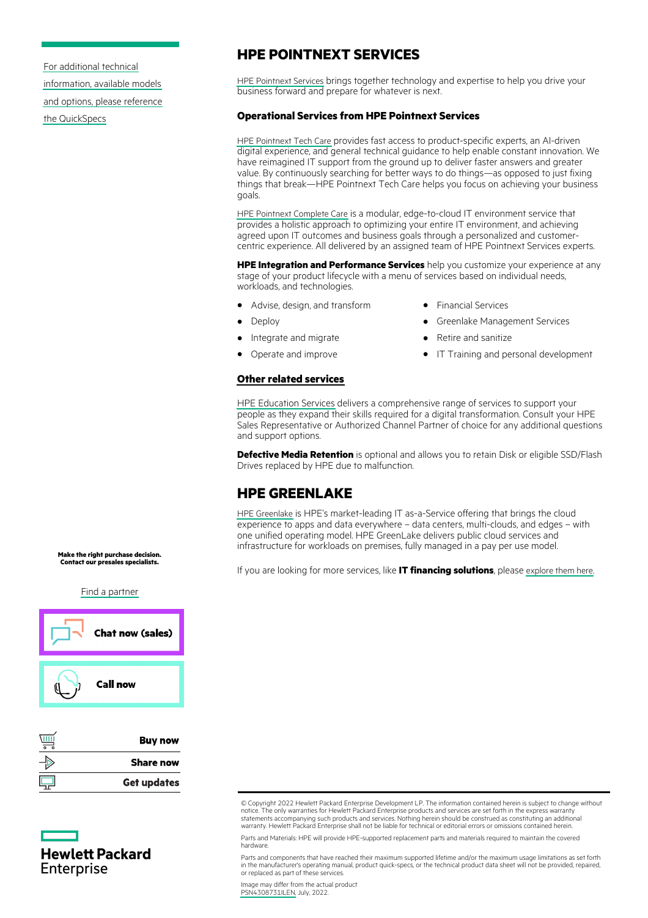For additional technical information, available models and options, please reference the QuickSpecs

## HPE POINTNEXT SERVICES

HPE Pointnext Services brings together technology and expertise to help you drive your business forward and prepare for whatever is next.

### Operational Services from HPE Pointnext Services

HPE Pointnext Tech Care provides fast access to product-specific experts, an AI-driven digital experience, and general technical guidance to help enable constant innovation. We have reimagined IT support from the ground up to deliver faster answers and greater value. By continuously searching for better ways to do things—as opposed to just fixing things that break—HPE Pointnext Tech Care helps you focus on achieving your business goals.

HPE Pointnext Complete Care is a modular, edge-to-cloud IT environment service that provides a holistic approach to optimizing your entire IT environment, and achieving agreed upon IT outcomes and business goals through a personalized and customer-centric experience. All delivered by an assigned team of HPE Pointnext Services experts.

**HPE Integration and Performance Services** help you customize your experience at any stage of your product lifecycle with a menu of services based on individual needs, workloads, and technologies.

- Advise, design, and transform
- Deploy
- Integrate and migrate
- Operate and improve
- Financial Services
- Greenlake Management Services
- Retire and sanitize
- IT Training and personal development

### Other related services

HPE Education Services delivers a comprehensive range of services to support your people as they expand their skills required for a digital transformation. Consult your HPE Sales Representative or Authorized Channel Partner of choice for any additional questions and support options.

**Defective Media Retention** is optional and allows you to retain Disk or eligible SSD/Flash Drives replaced by HPE due to malfunction.

## HPE GREENLAKE

HPE Greenlake is HPE's market-leading IT as-a-Service offering that brings the cloud experience to apps and data everywhere – data centers, multi-clouds, and edges – with one unified operating model. HPE GreenLake delivers public cloud services and infrastructure for workloads on premises, fully managed in a pay per use model.

If you are looking for more services, like **IT financing solutions**, please explore them here.

**Make the right purchase decision. Contact our presales specialists.**

Find a partner

**Chat now (sales)**

**Call now**

**Buy now**

**Share now**

**Get updates**

Hewlett Packard Enterprise

© Copyright 2022 Hewlett Packard Enterprise Development LP. The information contained herein is subject to change without notice. The only warranties for Hewlett Packard Enterprise products and services are set forth in the express warranty statements accompanying such products and services. Nothing herein should be construed as constituting an additional warranty. Hewlett Packard Enterprise shall not be liable for technical or editorial errors or omissions contained herein.

Parts and Materials: HPE will provide HPE-supported replacement parts and materials required to maintain the covered hardware.

Parts and components that have reached their maximum supported lifetime and/or the maximum usage limitations as set forth in the manufacturer's operating manual, product quick-specs, or the technical product data sheet will not be provided, repaired, or replaced as part of these services.

Image may differ from the actual product

PSN4308731ILEN, July, 2022.